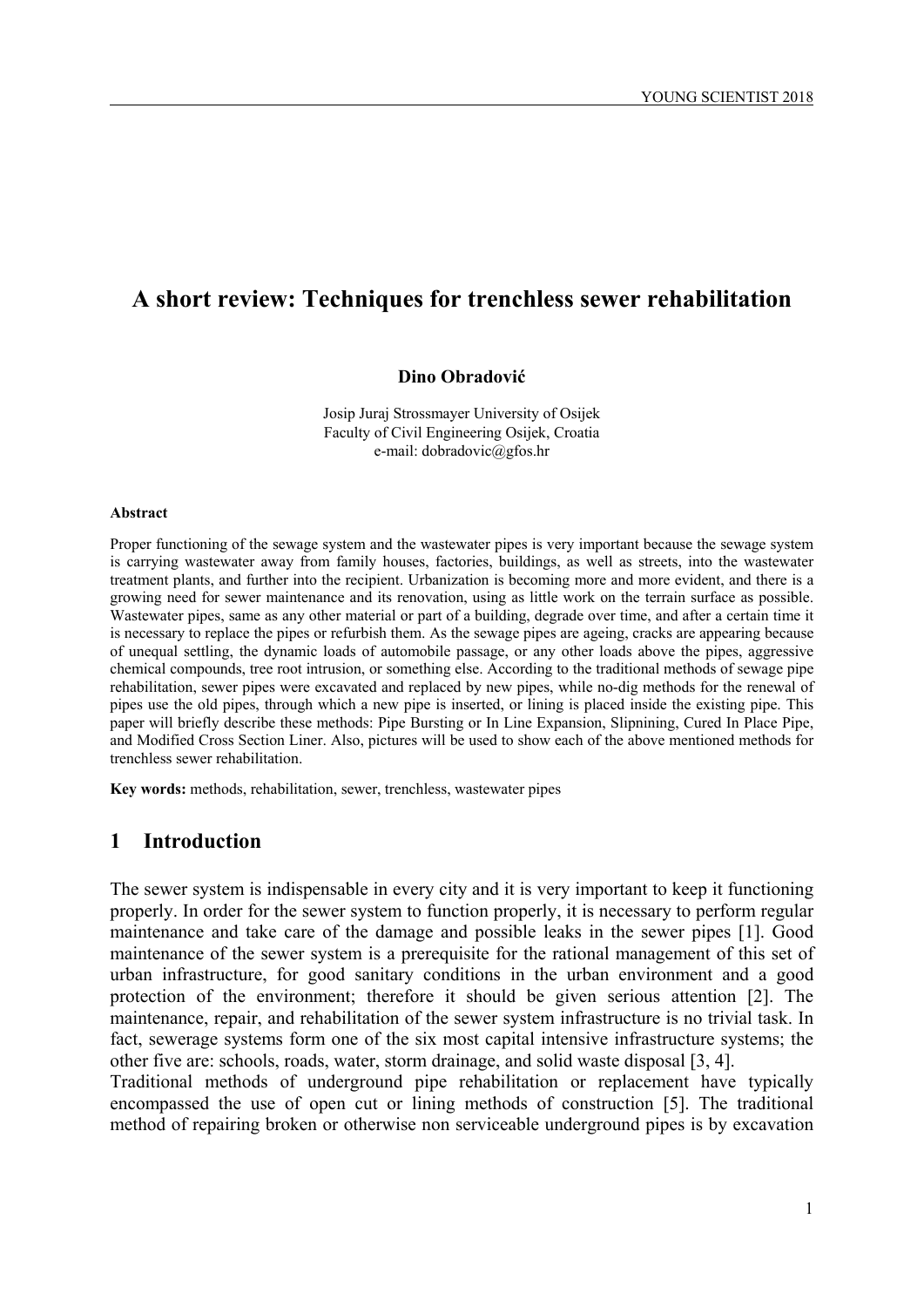# A short review: Techniques for trenchless sewer rehabilitation

**Dino Obradović**

Josip Juraj Strossmayer University of Osijek
Faculty of Civil Engineering Osijek, Croatia
e-mail: dobradovic@gfos.hr

#### Abstract

Proper functioning of the sewage system and the wastewater pipes is very important because the sewage system is carrying wastewater away from family houses, factories, buildings, as well as streets, into the wastewater treatment plants, and further into the recipient. Urbanization is becoming more and more evident, and there is a growing need for sewer maintenance and its renovation, using as little work on the terrain surface as possible. Wastewater pipes, same as any other material or part of a building, degrade over time, and after a certain time it is necessary to replace the pipes or refurbish them. As the sewage pipes are ageing, cracks are appearing because of unequal settling, the dynamic loads of automobile passage, or any other loads above the pipes, aggressive chemical compounds, tree root intrusion, or something else. According to the traditional methods of sewage pipe rehabilitation, sewer pipes were excavated and replaced by new pipes, while no-dig methods for the renewal of pipes use the old pipes, through which a new pipe is inserted, or lining is placed inside the existing pipe. This paper will briefly describe these methods: Pipe Bursting or In Line Expansion, Slipnining, Cured In Place Pipe, and Modified Cross Section Liner. Also, pictures will be used to show each of the above mentioned methods for trenchless sewer rehabilitation.

**Key words:** methods, rehabilitation, sewer, trenchless, wastewater pipes

## 1 Introduction

The sewer system is indispensable in every city and it is very important to keep it functioning properly. In order for the sewer system to function properly, it is necessary to perform regular maintenance and take care of the damage and possible leaks in the sewer pipes [1]. Good maintenance of the sewer system is a prerequisite for the rational management of this set of urban infrastructure, for good sanitary conditions in the urban environment and a good protection of the environment; therefore it should be given serious attention [2]. The maintenance, repair, and rehabilitation of the sewer system infrastructure is no trivial task. In fact, sewerage systems form one of the six most capital intensive infrastructure systems; the other five are: schools, roads, water, storm drainage, and solid waste disposal [3, 4].

Traditional methods of underground pipe rehabilitation or replacement have typically encompassed the use of open cut or lining methods of construction [5]. The traditional method of repairing broken or otherwise non serviceable underground pipes is by excavation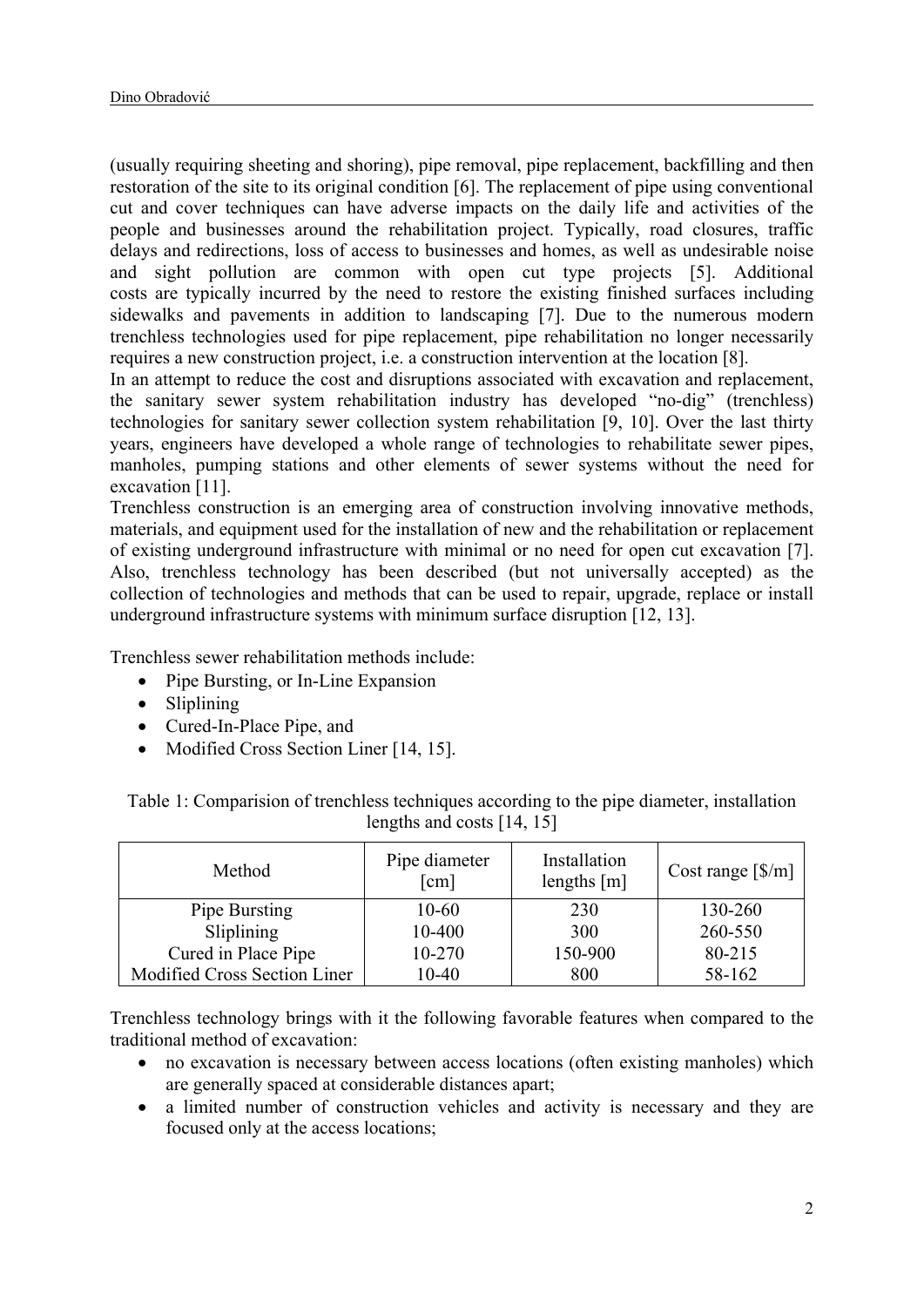(usually requiring sheeting and shoring), pipe removal, pipe replacement, backfilling and then restoration of the site to its original condition [6]. The replacement of pipe using conventional cut and cover techniques can have adverse impacts on the daily life and activities of the people and businesses around the rehabilitation project. Typically, road closures, traffic delays and redirections, loss of access to businesses and homes, as well as undesirable noise and sight pollution are common with open cut type projects [5]. Additional costs are typically incurred by the need to restore the existing finished surfaces including sidewalks and pavements in addition to landscaping [7]. Due to the numerous modern trenchless technologies used for pipe replacement, pipe rehabilitation no longer necessarily requires a new construction project, i.e. a construction intervention at the location [8].

In an attempt to reduce the cost and disruptions associated with excavation and replacement, the sanitary sewer system rehabilitation industry has developed "no-dig" (trenchless) technologies for sanitary sewer collection system rehabilitation [9, 10]. Over the last thirty years, engineers have developed a whole range of technologies to rehabilitate sewer pipes, manholes, pumping stations and other elements of sewer systems without the need for excavation [11].

Trenchless construction is an emerging area of construction involving innovative methods, materials, and equipment used for the installation of new and the rehabilitation or replacement of existing underground infrastructure with minimal or no need for open cut excavation [7]. Also, trenchless technology has been described (but not universally accepted) as the collection of technologies and methods that can be used to repair, upgrade, replace or install underground infrastructure systems with minimum surface disruption [12, 13].

Trenchless sewer rehabilitation methods include:

- Pipe Bursting, or In-Line Expansion
- Sliplining
- Cured-In-Place Pipe, and
- Modified Cross Section Liner [14, 15].

Table 1: Comparision of trenchless techniques according to the pipe diameter, installation lengths and costs [14, 15]

| Method | Pipe diameter [cm] | Installation lengths [m] | Cost range [$/m] |
|---|---|---|---|
| Pipe Bursting | 10-60 | 230 | 130-260 |
| Sliplining | 10-400 | 300 | 260-550 |
| Cured in Place Pipe | 10-270 | 150-900 | 80-215 |
| Modified Cross Section Liner | 10-40 | 800 | 58-162 |

Trenchless technology brings with it the following favorable features when compared to the traditional method of excavation:

- no excavation is necessary between access locations (often existing manholes) which are generally spaced at considerable distances apart;
- a limited number of construction vehicles and activity is necessary and they are focused only at the access locations;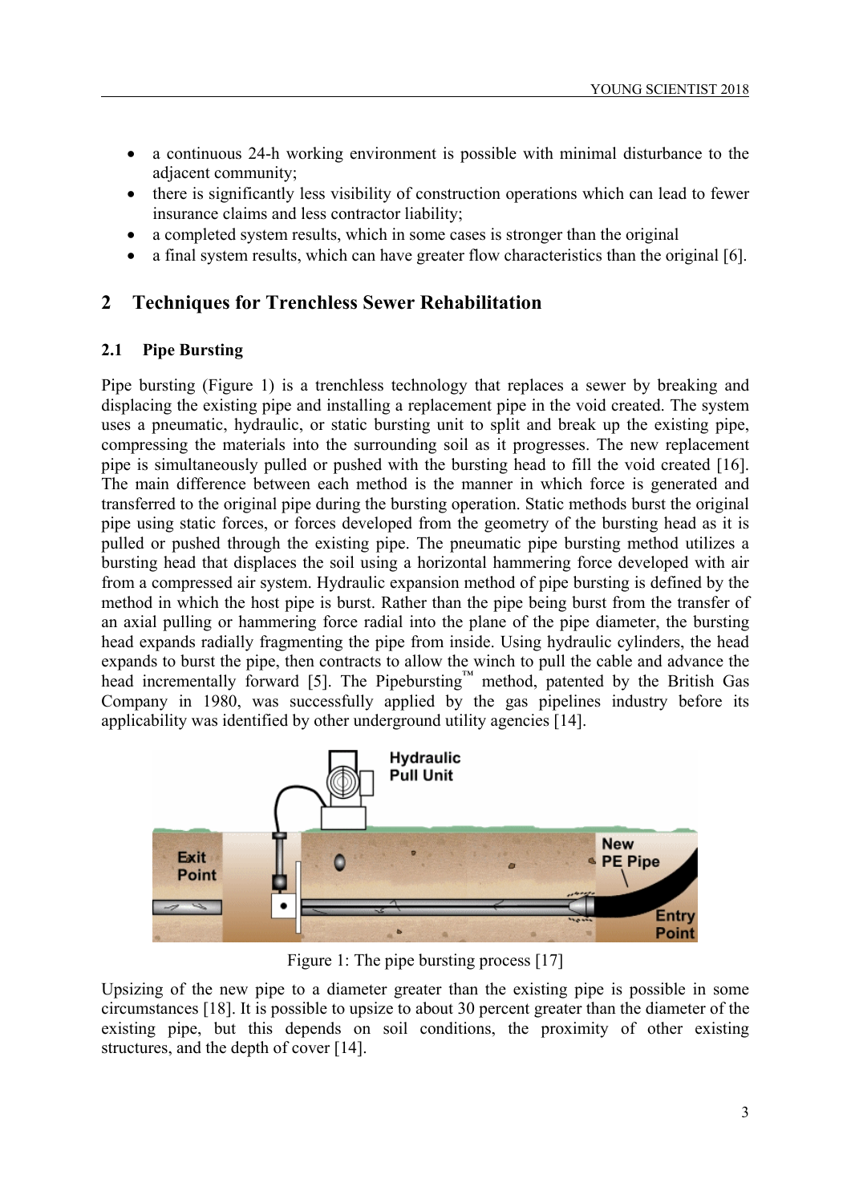- a continuous 24-h working environment is possible with minimal disturbance to the adjacent community;
- there is significantly less visibility of construction operations which can lead to fewer insurance claims and less contractor liability;
- a completed system results, which in some cases is stronger than the original
- a final system results, which can have greater flow characteristics than the original [6].

## 2 Techniques for Trenchless Sewer Rehabilitation

### 2.1 Pipe Bursting

Pipe bursting (Figure 1) is a trenchless technology that replaces a sewer by breaking and displacing the existing pipe and installing a replacement pipe in the void created. The system uses a pneumatic, hydraulic, or static bursting unit to split and break up the existing pipe, compressing the materials into the surrounding soil as it progresses. The new replacement pipe is simultaneously pulled or pushed with the bursting head to fill the void created [16]. The main difference between each method is the manner in which force is generated and transferred to the original pipe during the bursting operation. Static methods burst the original pipe using static forces, or forces developed from the geometry of the bursting head as it is pulled or pushed through the existing pipe. The pneumatic pipe bursting method utilizes a bursting head that displaces the soil using a horizontal hammering force developed with air from a compressed air system. Hydraulic expansion method of pipe bursting is defined by the method in which the host pipe is burst. Rather than the pipe being burst from the transfer of an axial pulling or hammering force radial into the plane of the pipe diameter, the bursting head expands radially fragmenting the pipe from inside. Using hydraulic cylinders, the head expands to burst the pipe, then contracts to allow the winch to pull the cable and advance the head incrementally forward [5]. The Pipebursting™ method, patented by the British Gas Company in 1980, was successfully applied by the gas pipelines industry before its applicability was identified by other underground utility agencies [14].

Figure 1: The pipe bursting process [17]

Upsizing of the new pipe to a diameter greater than the existing pipe is possible in some circumstances [18]. It is possible to upsize to about 30 percent greater than the diameter of the existing pipe, but this depends on soil conditions, the proximity of other existing structures, and the depth of cover [14].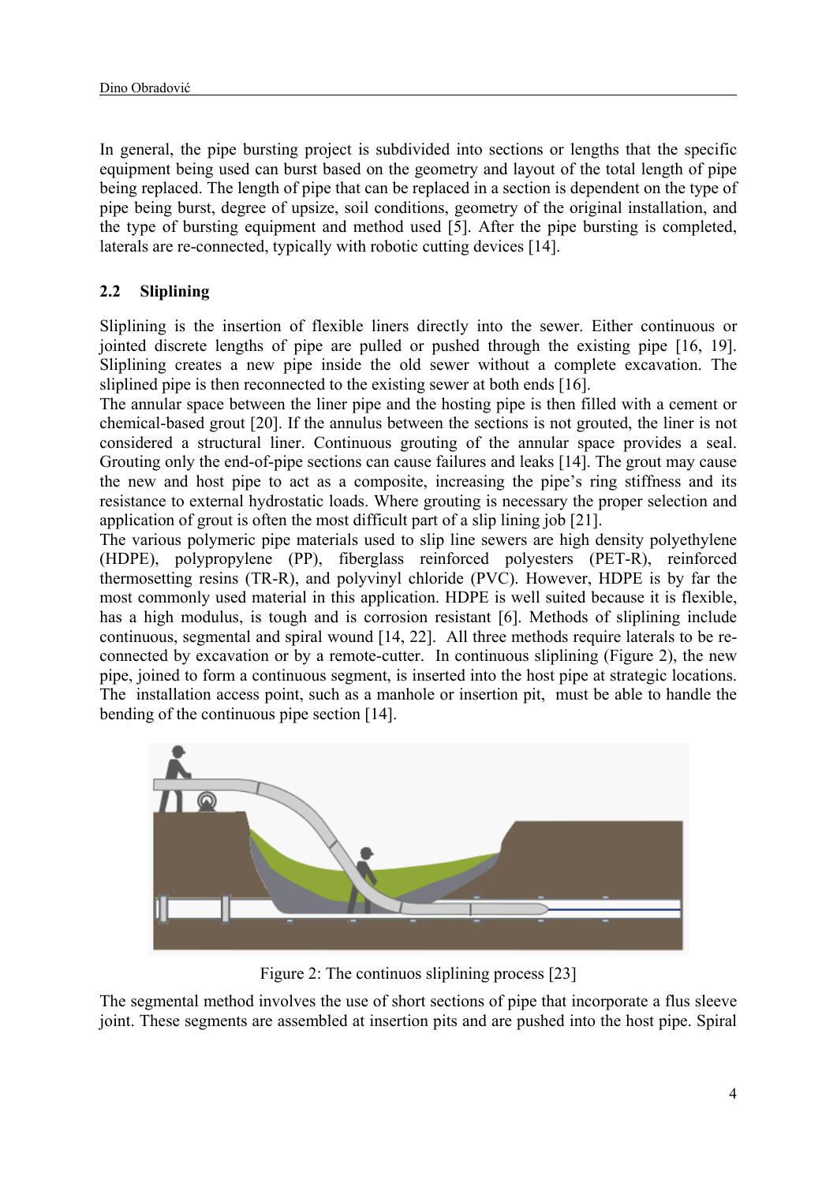In general, the pipe bursting project is subdivided into sections or lengths that the specific equipment being used can burst based on the geometry and layout of the total length of pipe being replaced. The length of pipe that can be replaced in a section is dependent on the type of pipe being burst, degree of upsize, soil conditions, geometry of the original installation, and the type of bursting equipment and method used [5]. After the pipe bursting is completed, laterals are re-connected, typically with robotic cutting devices [14].

## 2.2 Sliplining

Sliplining is the insertion of flexible liners directly into the sewer. Either continuous or jointed discrete lengths of pipe are pulled or pushed through the existing pipe [16, 19]. Sliplining creates a new pipe inside the old sewer without a complete excavation. The sliplined pipe is then reconnected to the existing sewer at both ends [16].
The annular space between the liner pipe and the hosting pipe is then filled with a cement or chemical-based grout [20]. If the annulus between the sections is not grouted, the liner is not considered a structural liner. Continuous grouting of the annular space provides a seal. Grouting only the end-of-pipe sections can cause failures and leaks [14]. The grout may cause the new and host pipe to act as a composite, increasing the pipe's ring stiffness and its resistance to external hydrostatic loads. Where grouting is necessary the proper selection and application of grout is often the most difficult part of a slip lining job [21].
The various polymeric pipe materials used to slip line sewers are high density polyethylene (HDPE), polypropylene (PP), fiberglass reinforced polyesters (PET-R), reinforced thermosetting resins (TR-R), and polyvinyl chloride (PVC). However, HDPE is by far the most commonly used material in this application. HDPE is well suited because it is flexible, has a high modulus, is tough and is corrosion resistant [6]. Methods of sliplining include continuous, segmental and spiral wound [14, 22]. All three methods require laterals to be re-connected by excavation or by a remote-cutter. In continuous sliplining (Figure 2), the new pipe, joined to form a continuous segment, is inserted into the host pipe at strategic locations. The installation access point, such as a manhole or insertion pit, must be able to handle the bending of the continuous pipe section [14].

Figure 2: The continuos sliplining process [23]

The segmental method involves the use of short sections of pipe that incorporate a flus sleeve joint. These segments are assembled at insertion pits and are pushed into the host pipe. Spiral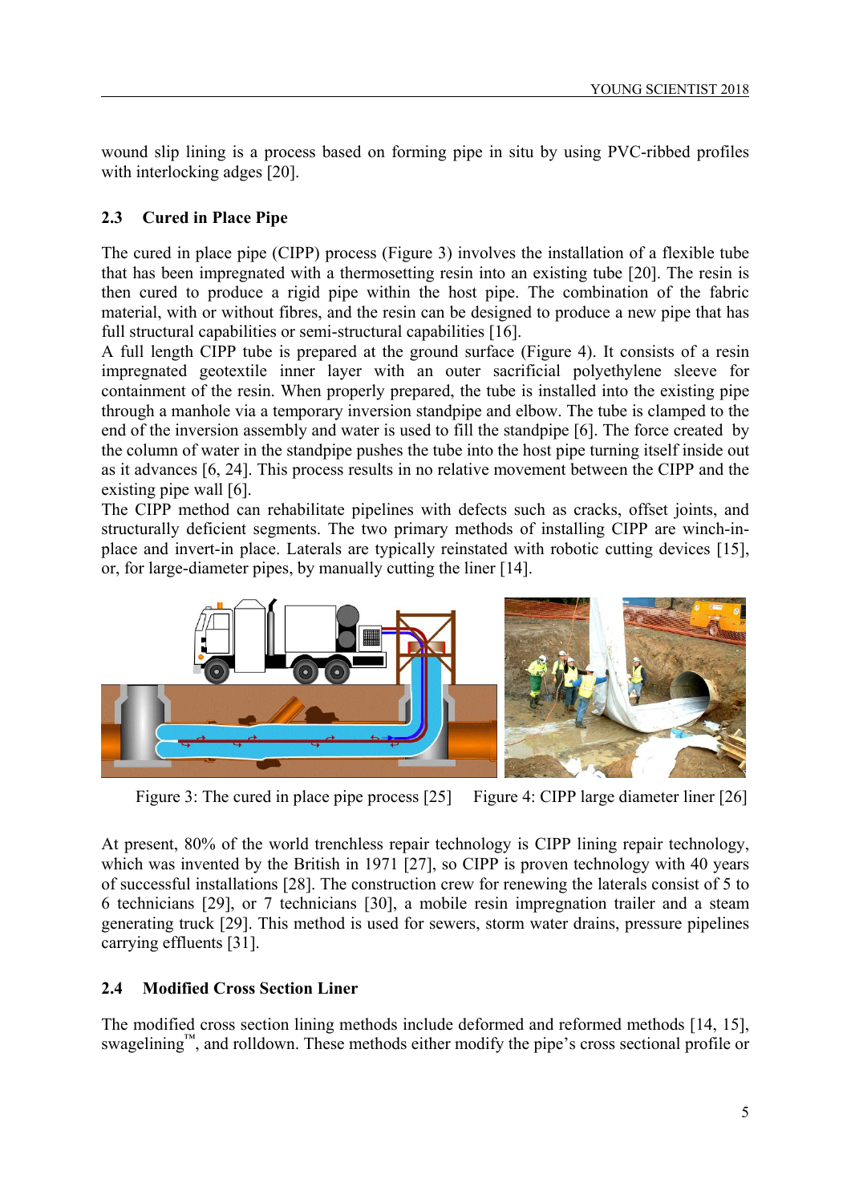wound slip lining is a process based on forming pipe in situ by using PVC-ribbed profiles with interlocking adges [20].

## 2.3 Cured in Place Pipe

The cured in place pipe (CIPP) process (Figure 3) involves the installation of a flexible tube that has been impregnated with a thermosetting resin into an existing tube [20]. The resin is then cured to produce a rigid pipe within the host pipe. The combination of the fabric material, with or without fibres, and the resin can be designed to produce a new pipe that has full structural capabilities or semi-structural capabilities [16].

A full length CIPP tube is prepared at the ground surface (Figure 4). It consists of a resin impregnated geotextile inner layer with an outer sacrificial polyethylene sleeve for containment of the resin. When properly prepared, the tube is installed into the existing pipe through a manhole via a temporary inversion standpipe and elbow. The tube is clamped to the end of the inversion assembly and water is used to fill the standpipe [6]. The force created by the column of water in the standpipe pushes the tube into the host pipe turning itself inside out as it advances [6, 24]. This process results in no relative movement between the CIPP and the existing pipe wall [6].

The CIPP method can rehabilitate pipelines with defects such as cracks, offset joints, and structurally deficient segments. The two primary methods of installing CIPP are winch-in-place and invert-in place. Laterals are typically reinstated with robotic cutting devices [15], or, for large-diameter pipes, by manually cutting the liner [14].

Figure 3: The cured in place pipe process [25]

Figure 4: CIPP large diameter liner [26]

At present, 80% of the world trenchless repair technology is CIPP lining repair technology, which was invented by the British in 1971 [27], so CIPP is proven technology with 40 years of successful installations [28]. The construction crew for renewing the laterals consist of 5 to 6 technicians [29], or 7 technicians [30], a mobile resin impregnation trailer and a steam generating truck [29]. This method is used for sewers, storm water drains, pressure pipelines carrying effluents [31].

## 2.4 Modified Cross Section Liner

The modified cross section lining methods include deformed and reformed methods [14, 15], swagelining™, and rolldown. These methods either modify the pipe's cross sectional profile or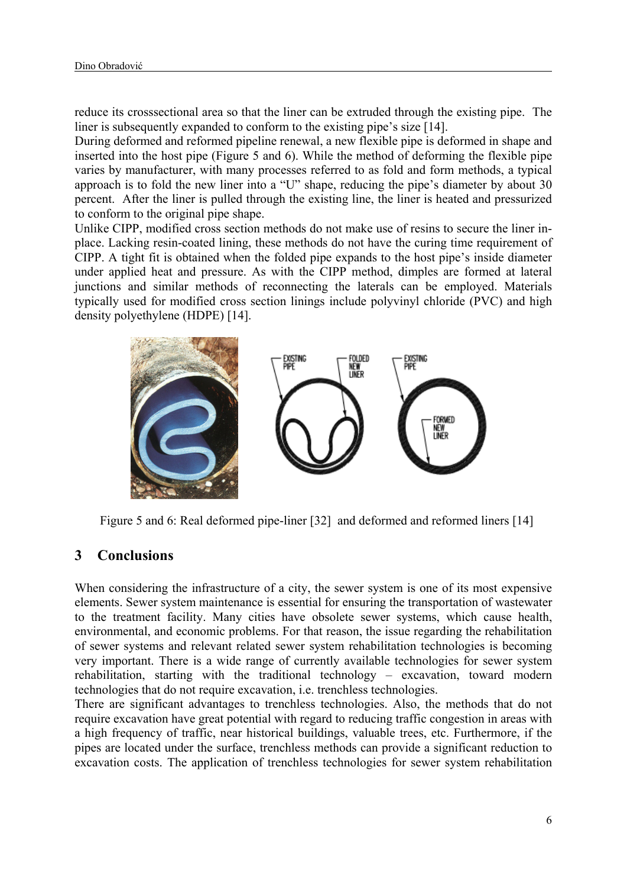reduce its crosssectional area so that the liner can be extruded through the existing pipe. The liner is subsequently expanded to conform to the existing pipe's size [14].

During deformed and reformed pipeline renewal, a new flexible pipe is deformed in shape and inserted into the host pipe (Figure 5 and 6). While the method of deforming the flexible pipe varies by manufacturer, with many processes referred to as fold and form methods, a typical approach is to fold the new liner into a "U" shape, reducing the pipe's diameter by about 30 percent. After the liner is pulled through the existing line, the liner is heated and pressurized to conform to the original pipe shape.

Unlike CIPP, modified cross section methods do not make use of resins to secure the liner in-place. Lacking resin-coated lining, these methods do not have the curing time requirement of CIPP. A tight fit is obtained when the folded pipe expands to the host pipe's inside diameter under applied heat and pressure. As with the CIPP method, dimples are formed at lateral junctions and similar methods of reconnecting the laterals can be employed. Materials typically used for modified cross section linings include polyvinyl chloride (PVC) and high density polyethylene (HDPE) [14].

Figure 5 and 6: Real deformed pipe-liner [32] and deformed and reformed liners [14]

## 3 Conclusions

When considering the infrastructure of a city, the sewer system is one of its most expensive elements. Sewer system maintenance is essential for ensuring the transportation of wastewater to the treatment facility. Many cities have obsolete sewer systems, which cause health, environmental, and economic problems. For that reason, the issue regarding the rehabilitation of sewer systems and relevant related sewer system rehabilitation technologies is becoming very important. There is a wide range of currently available technologies for sewer system rehabilitation, starting with the traditional technology – excavation, toward modern technologies that do not require excavation, i.e. trenchless technologies.

There are significant advantages to trenchless technologies. Also, the methods that do not require excavation have great potential with regard to reducing traffic congestion in areas with a high frequency of traffic, near historical buildings, valuable trees, etc. Furthermore, if the pipes are located under the surface, trenchless methods can provide a significant reduction to excavation costs. The application of trenchless technologies for sewer system rehabilitation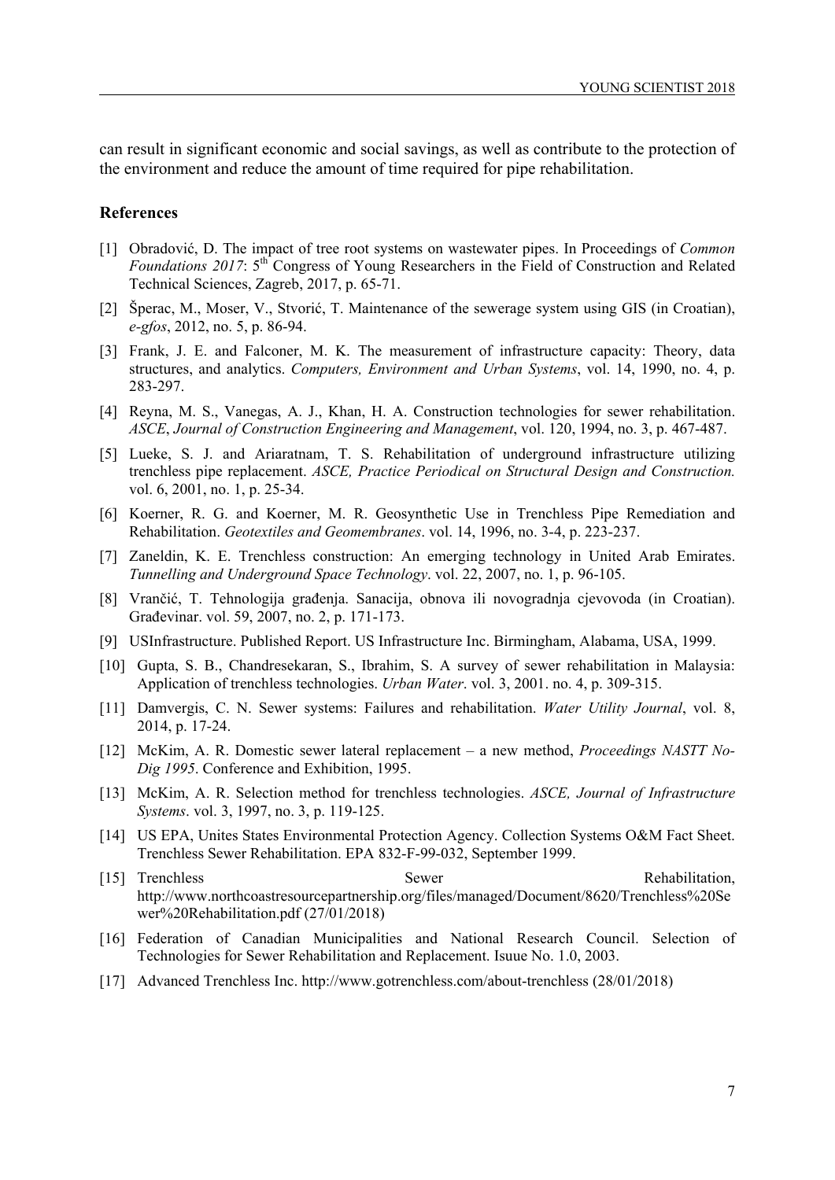can result in significant economic and social savings, as well as contribute to the protection of the environment and reduce the amount of time required for pipe rehabilitation.

### References

[1] Obradović, D. The impact of tree root systems on wastewater pipes. In Proceedings of *Common Foundations 2017*: 5th Congress of Young Researchers in the Field of Construction and Related Technical Sciences, Zagreb, 2017, p. 65-71.

[2] Šperac, M., Moser, V., Stvorić, T. Maintenance of the sewerage system using GIS (in Croatian), *e-gfos*, 2012, no. 5, p. 86-94.

[3] Frank, J. E. and Falconer, M. K. The measurement of infrastructure capacity: Theory, data structures, and analytics. *Computers, Environment and Urban Systems*, vol. 14, 1990, no. 4, p. 283-297.

[4] Reyna, M. S., Vanegas, A. J., Khan, H. A. Construction technologies for sewer rehabilitation. *ASCE*, *Journal of Construction Engineering and Management*, vol. 120, 1994, no. 3, p. 467-487.

[5] Lueke, S. J. and Ariaratnam, T. S. Rehabilitation of underground infrastructure utilizing trenchless pipe replacement. *ASCE, Practice Periodical on Structural Design and Construction.* vol. 6, 2001, no. 1, p. 25-34.

[6] Koerner, R. G. and Koerner, M. R. Geosynthetic Use in Trenchless Pipe Remediation and Rehabilitation. *Geotextiles and Geomembranes*. vol. 14, 1996, no. 3-4, p. 223-237.

[7] Zaneldin, K. E. Trenchless construction: An emerging technology in United Arab Emirates. *Tunnelling and Underground Space Technology*. vol. 22, 2007, no. 1, p. 96-105.

[8] Vrančić, T. Tehnologija građenja. Sanacija, obnova ili novogradnja cjevovoda (in Croatian). Građevinar. vol. 59, 2007, no. 2, p. 171-173.

[9] USInfrastructure. Published Report. US Infrastructure Inc. Birmingham, Alabama, USA, 1999.

[10] Gupta, S. B., Chandresekaran, S., Ibrahim, S. A survey of sewer rehabilitation in Malaysia: Application of trenchless technologies. *Urban Water*. vol. 3, 2001. no. 4, p. 309-315.

[11] Damvergis, C. N. Sewer systems: Failures and rehabilitation. *Water Utility Journal*, vol. 8, 2014, p. 17-24.

[12] McKim, A. R. Domestic sewer lateral replacement – a new method, *Proceedings NASTT No-Dig 1995*. Conference and Exhibition, 1995.

[13] McKim, A. R. Selection method for trenchless technologies. *ASCE, Journal of Infrastructure Systems*. vol. 3, 1997, no. 3, p. 119-125.

[14] US EPA, Unites States Environmental Protection Agency. Collection Systems O&M Fact Sheet. Trenchless Sewer Rehabilitation. EPA 832-F-99-032, September 1999.

[15] Trenchless Sewer Rehabilitation, http://www.northcoastresourcepartnership.org/files/managed/Document/8620/Trenchless%20Sewer%20Rehabilitation.pdf (27/01/2018)

[16] Federation of Canadian Municipalities and National Research Council. Selection of Technologies for Sewer Rehabilitation and Replacement. Isuue No. 1.0, 2003.

[17] Advanced Trenchless Inc. http://www.gotrenchless.com/about-trenchless (28/01/2018)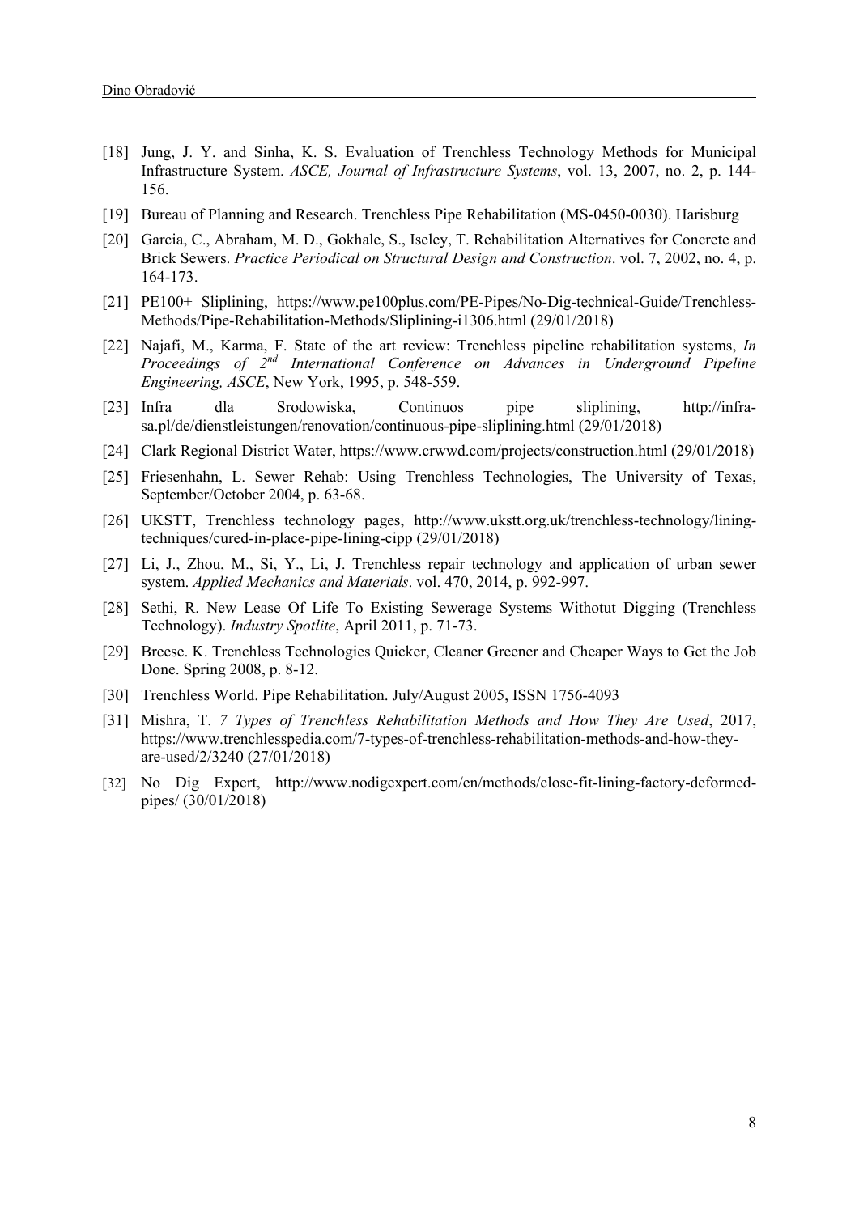[18] Jung, J. Y. and Sinha, K. S. Evaluation of Trenchless Technology Methods for Municipal Infrastructure System. *ASCE, Journal of Infrastructure Systems*, vol. 13, 2007, no. 2, p. 144-156.

[19] Bureau of Planning and Research. Trenchless Pipe Rehabilitation (MS-0450-0030). Harisburg

[20] Garcia, C., Abraham, M. D., Gokhale, S., Iseley, T. Rehabilitation Alternatives for Concrete and Brick Sewers. *Practice Periodical on Structural Design and Construction*. vol. 7, 2002, no. 4, p. 164-173.

[21] PE100+ Sliplining, https://www.pe100plus.com/PE-Pipes/No-Dig-technical-Guide/Trenchless-Methods/Pipe-Rehabilitation-Methods/Sliplining-i1306.html (29/01/2018)

[22] Najafi, M., Karma, F. State of the art review: Trenchless pipeline rehabilitation systems, *In Proceedings of 2nd International Conference on Advances in Underground Pipeline Engineering, ASCE*, New York, 1995, p. 548-559.

[23] Infra dla Srodowiska, Continuos pipe sliplining, http://infra-sa.pl/de/dienstleistungen/renovation/continuous-pipe-sliplining.html (29/01/2018)

[24] Clark Regional District Water, https://www.crwwd.com/projects/construction.html (29/01/2018)

[25] Friesenhahn, L. Sewer Rehab: Using Trenchless Technologies, The University of Texas, September/October 2004, p. 63-68.

[26] UKSTT, Trenchless technology pages, http://www.ukstt.org.uk/trenchless-technology/lining-techniques/cured-in-place-pipe-lining-cipp (29/01/2018)

[27] Li, J., Zhou, M., Si, Y., Li, J. Trenchless repair technology and application of urban sewer system. *Applied Mechanics and Materials*. vol. 470, 2014, p. 992-997.

[28] Sethi, R. New Lease Of Life To Existing Sewerage Systems Withotut Digging (Trenchless Technology). *Industry Spotlite*, April 2011, p. 71-73.

[29] Breese. K. Trenchless Technologies Quicker, Cleaner Greener and Cheaper Ways to Get the Job Done. Spring 2008, p. 8-12.

[30] Trenchless World. Pipe Rehabilitation. July/August 2005, ISSN 1756-4093

[31] Mishra, T. *7 Types of Trenchless Rehabilitation Methods and How They Are Used*, 2017, https://www.trenchlesspedia.com/7-types-of-trenchless-rehabilitation-methods-and-how-they-are-used/2/3240 (27/01/2018)

[32] No Dig Expert, http://www.nodigexpert.com/en/methods/close-fit-lining-factory-deformed-pipes/ (30/01/2018)